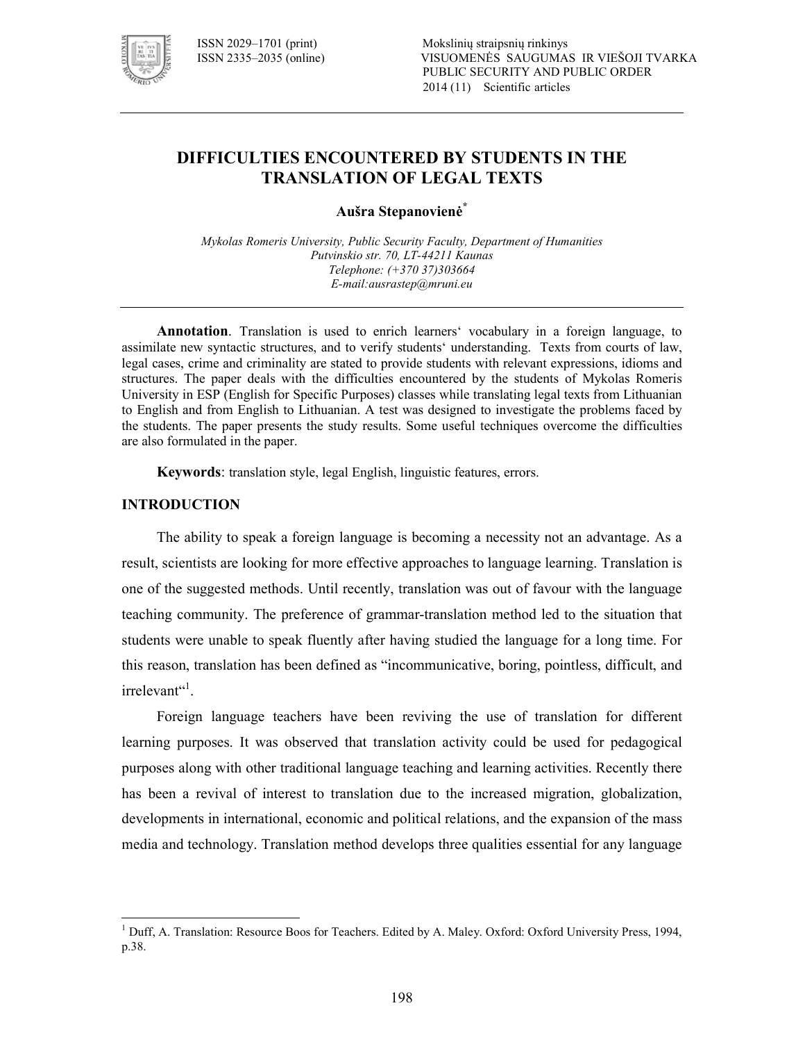# DIFFICULTIES ENCOUNTERED BY STUDENTS IN THE TRANSLATION OF LEGAL TEXTS

**Aušra Stepanovienė***

*Mykolas Romeris University, Public Security Faculty, Department of Humanities*
*Putvinskio str. 70, LT-44211 Kaunas*
*Telephone: (+370 37)303664*
*E-mail:ausrastep@mruni.eu*

**Annotation**. Translation is used to enrich learners' vocabulary in a foreign language, to assimilate new syntactic structures, and to verify students' understanding. Texts from courts of law, legal cases, crime and criminality are stated to provide students with relevant expressions, idioms and structures. The paper deals with the difficulties encountered by the students of Mykolas Romeris University in ESP (English for Specific Purposes) classes while translating legal texts from Lithuanian to English and from English to Lithuanian. A test was designed to investigate the problems faced by the students. The paper presents the study results. Some useful techniques overcome the difficulties are also formulated in the paper.

**Keywords**: translation style, legal English, linguistic features, errors.

## INTRODUCTION

The ability to speak a foreign language is becoming a necessity not an advantage. As a result, scientists are looking for more effective approaches to language learning. Translation is one of the suggested methods. Until recently, translation was out of favour with the language teaching community. The preference of grammar-translation method led to the situation that students were unable to speak fluently after having studied the language for a long time. For this reason, translation has been defined as "incommunicative, boring, pointless, difficult, and irrelevant"[1].

Foreign language teachers have been reviving the use of translation for different learning purposes. It was observed that translation activity could be used for pedagogical purposes along with other traditional language teaching and learning activities. Recently there has been a revival of interest to translation due to the increased migration, globalization, developments in international, economic and political relations, and the expansion of the mass media and technology. Translation method develops three qualities essential for any language

---

[1] Duff, A. Translation: Resource Boos for Teachers. Edited by A. Maley. Oxford: Oxford University Press, 1994, p.38.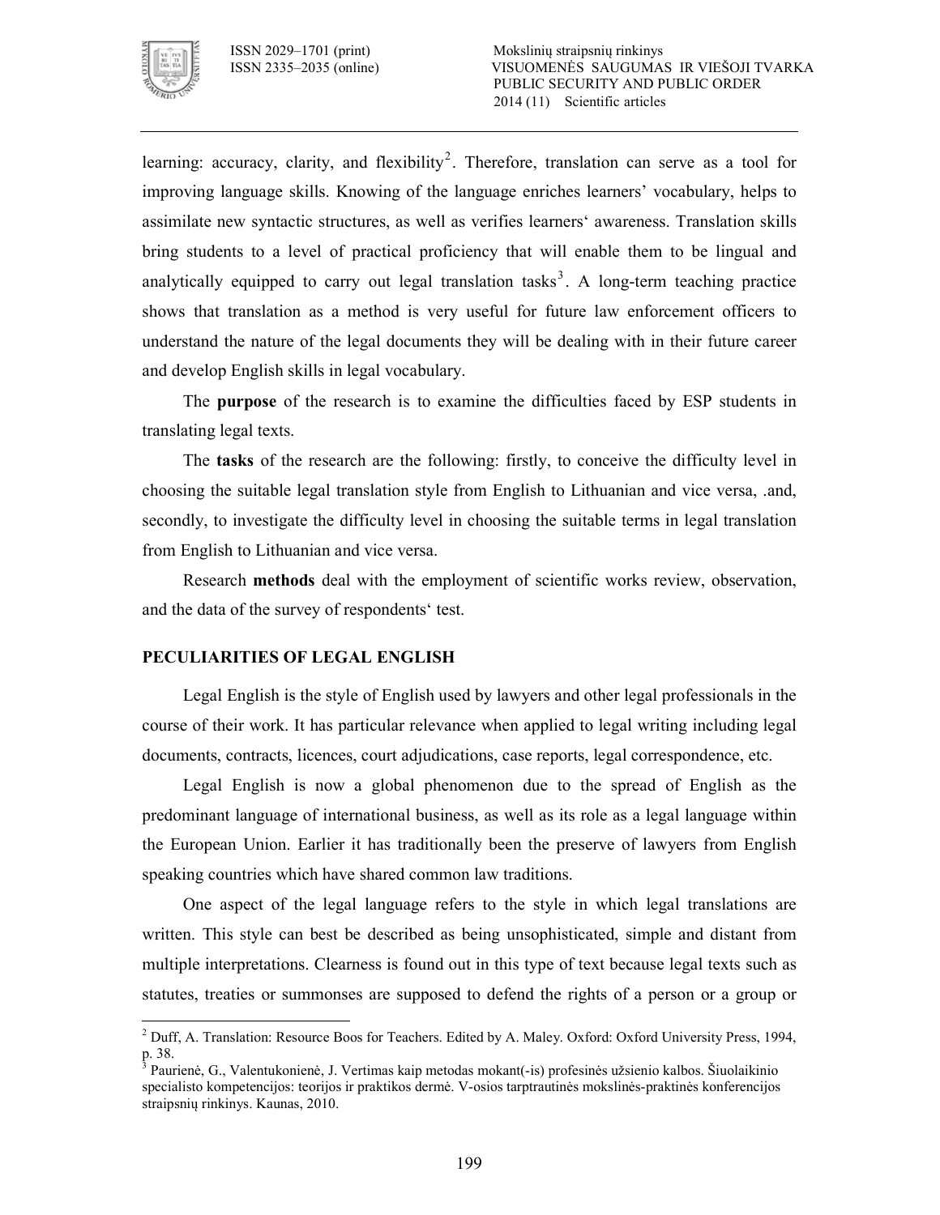learning: accuracy, clarity, and flexibility[2]. Therefore, translation can serve as a tool for improving language skills. Knowing of the language enriches learners' vocabulary, helps to assimilate new syntactic structures, as well as verifies learners' awareness. Translation skills bring students to a level of practical proficiency that will enable them to be lingual and analytically equipped to carry out legal translation tasks[3]. A long-term teaching practice shows that translation as a method is very useful for future law enforcement officers to understand the nature of the legal documents they will be dealing with in their future career and develop English skills in legal vocabulary.

The **purpose** of the research is to examine the difficulties faced by ESP students in translating legal texts.

The **tasks** of the research are the following: firstly, to conceive the difficulty level in choosing the suitable legal translation style from English to Lithuanian and vice versa, .and, secondly, to investigate the difficulty level in choosing the suitable terms in legal translation from English to Lithuanian and vice versa.

Research **methods** deal with the employment of scientific works review, observation, and the data of the survey of respondents' test.

## PECULIARITIES OF LEGAL ENGLISH

Legal English is the style of English used by lawyers and other legal professionals in the course of their work. It has particular relevance when applied to legal writing including legal documents, contracts, licences, court adjudications, case reports, legal correspondence, etc.

Legal English is now a global phenomenon due to the spread of English as the predominant language of international business, as well as its role as a legal language within the European Union. Earlier it has traditionally been the preserve of lawyers from English speaking countries which have shared common law traditions.

One aspect of the legal language refers to the style in which legal translations are written. This style can best be described as being unsophisticated, simple and distant from multiple interpretations. Clearness is found out in this type of text because legal texts such as statutes, treaties or summonses are supposed to defend the rights of a person or a group or

---

[2] Duff, A. Translation: Resource Boos for Teachers. Edited by A. Maley. Oxford: Oxford University Press, 1994, p. 38.

[3] Paurienė, G., Valentukonienė, J. Vertimas kaip metodas mokant(-is) profesinės užsienio kalbos. Šiuolaikinio specialisto kompetencijos: teorijos ir praktikos dermė. V-osios tarptrautinės mokslinės-praktinės konferencijos straipsnių rinkinys. Kaunas, 2010.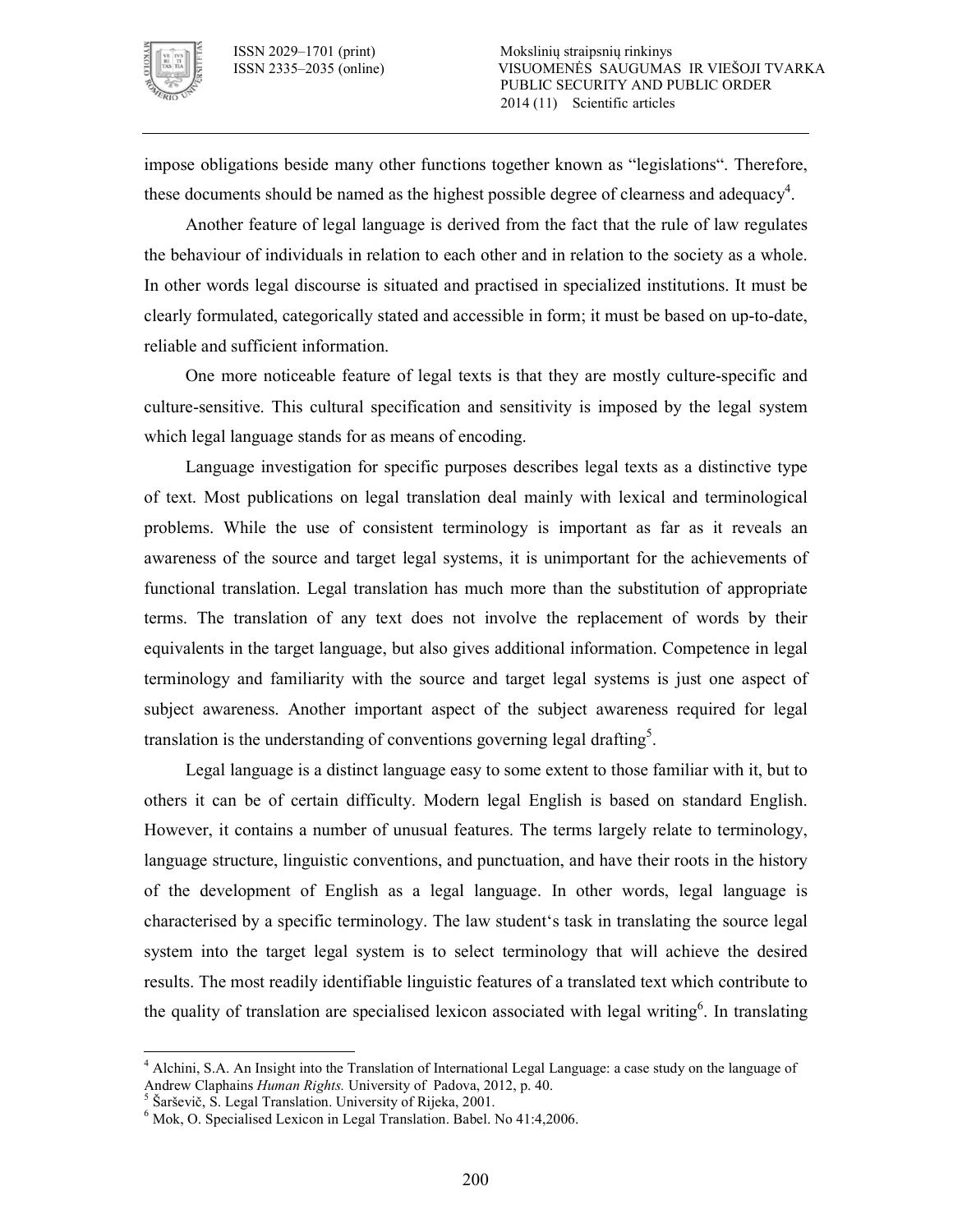impose obligations beside many other functions together known as "legislations". Therefore, these documents should be named as the highest possible degree of clearness and adequacy[4].

Another feature of legal language is derived from the fact that the rule of law regulates the behaviour of individuals in relation to each other and in relation to the society as a whole. In other words legal discourse is situated and practised in specialized institutions. It must be clearly formulated, categorically stated and accessible in form; it must be based on up-to-date, reliable and sufficient information.

One more noticeable feature of legal texts is that they are mostly culture-specific and culture-sensitive. This cultural specification and sensitivity is imposed by the legal system which legal language stands for as means of encoding.

Language investigation for specific purposes describes legal texts as a distinctive type of text. Most publications on legal translation deal mainly with lexical and terminological problems. While the use of consistent terminology is important as far as it reveals an awareness of the source and target legal systems, it is unimportant for the achievements of functional translation. Legal translation has much more than the substitution of appropriate terms. The translation of any text does not involve the replacement of words by their equivalents in the target language, but also gives additional information. Competence in legal terminology and familiarity with the source and target legal systems is just one aspect of subject awareness. Another important aspect of the subject awareness required for legal translation is the understanding of conventions governing legal drafting[5].

Legal language is a distinct language easy to some extent to those familiar with it, but to others it can be of certain difficulty. Modern legal English is based on standard English. However, it contains a number of unusual features. The terms largely relate to terminology, language structure, linguistic conventions, and punctuation, and have their roots in the history of the development of English as a legal language. In other words, legal language is characterised by a specific terminology. The law student's task in translating the source legal system into the target legal system is to select terminology that will achieve the desired results. The most readily identifiable linguistic features of a translated text which contribute to the quality of translation are specialised lexicon associated with legal writing[6]. In translating

---

[4] Alchini, S.A. An Insight into the Translation of International Legal Language: a case study on the language of Andrew Claphains *Human Rights.* University of Padova, 2012, p. 40.

[5] Šarševič, S. Legal Translation. University of Rijeka, 2001.

[6] Mok, O. Specialised Lexicon in Legal Translation. Babel. No 41:4,2006.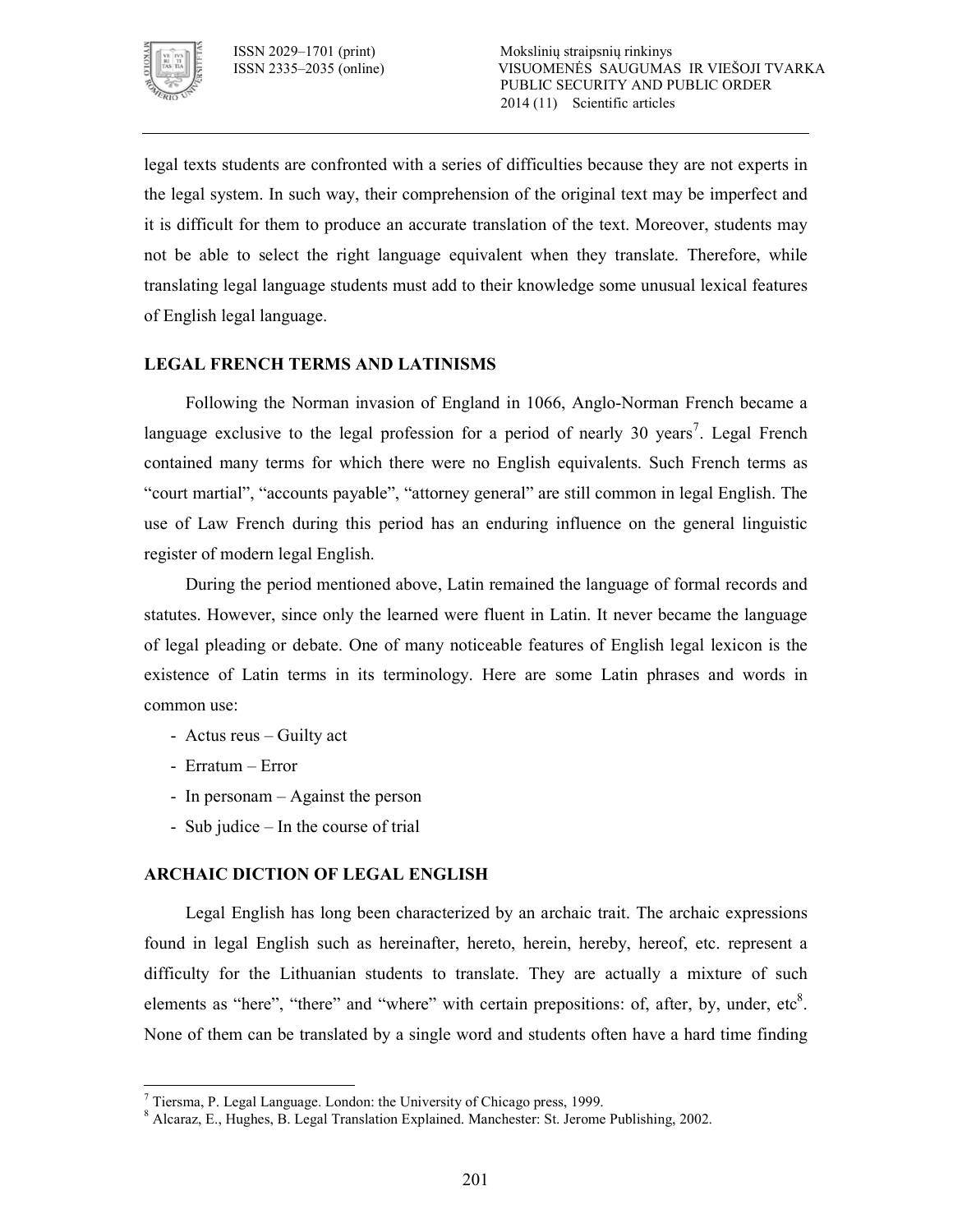legal texts students are confronted with a series of difficulties because they are not experts in the legal system. In such way, their comprehension of the original text may be imperfect and it is difficult for them to produce an accurate translation of the text. Moreover, students may not be able to select the right language equivalent when they translate. Therefore, while translating legal language students must add to their knowledge some unusual lexical features of English legal language.

## LEGAL FRENCH TERMS AND LATINISMS

Following the Norman invasion of England in 1066, Anglo-Norman French became a language exclusive to the legal profession for a period of nearly 30 years[7]. Legal French contained many terms for which there were no English equivalents. Such French terms as "court martial", "accounts payable", "attorney general" are still common in legal English. The use of Law French during this period has an enduring influence on the general linguistic register of modern legal English.

During the period mentioned above, Latin remained the language of formal records and statutes. However, since only the learned were fluent in Latin. It never became the language of legal pleading or debate. One of many noticeable features of English legal lexicon is the existence of Latin terms in its terminology. Here are some Latin phrases and words in common use:

- Actus reus – Guilty act
- Erratum – Error
- In personam – Against the person
- Sub judice – In the course of trial

## ARCHAIC DICTION OF LEGAL ENGLISH

Legal English has long been characterized by an archaic trait. The archaic expressions found in legal English such as hereinafter, hereto, herein, hereby, hereof, etc. represent a difficulty for the Lithuanian students to translate. They are actually a mixture of such elements as "here", "there" and "where" with certain prepositions: of, after, by, under, etc[8]. None of them can be translated by a single word and students often have a hard time finding

---

[7] Tiersma, P. Legal Language. London: the University of Chicago press, 1999.

[8] Alcaraz, E., Hughes, B. Legal Translation Explained. Manchester: St. Jerome Publishing, 2002.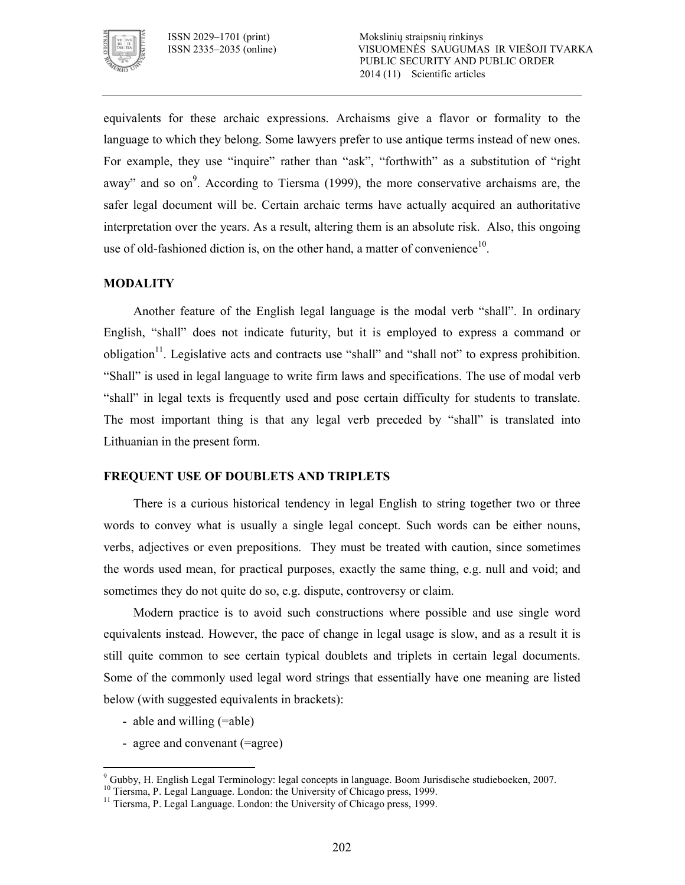equivalents for these archaic expressions. Archaisms give a flavor or formality to the language to which they belong. Some lawyers prefer to use antique terms instead of new ones. For example, they use "inquire" rather than "ask", "forthwith" as a substitution of "right away" and so on[9]. According to Tiersma (1999), the more conservative archaisms are, the safer legal document will be. Certain archaic terms have actually acquired an authoritative interpretation over the years. As a result, altering them is an absolute risk. Also, this ongoing use of old-fashioned diction is, on the other hand, a matter of convenience[10].

## MODALITY

Another feature of the English legal language is the modal verb "shall". In ordinary English, "shall" does not indicate futurity, but it is employed to express a command or obligation[11]. Legislative acts and contracts use "shall" and "shall not" to express prohibition. "Shall" is used in legal language to write firm laws and specifications. The use of modal verb "shall" in legal texts is frequently used and pose certain difficulty for students to translate. The most important thing is that any legal verb preceded by "shall" is translated into Lithuanian in the present form.

## FREQUENT USE OF DOUBLETS AND TRIPLETS

There is a curious historical tendency in legal English to string together two or three words to convey what is usually a single legal concept. Such words can be either nouns, verbs, adjectives or even prepositions. They must be treated with caution, since sometimes the words used mean, for practical purposes, exactly the same thing, e.g. null and void; and sometimes they do not quite do so, e.g. dispute, controversy or claim.

Modern practice is to avoid such constructions where possible and use single word equivalents instead. However, the pace of change in legal usage is slow, and as a result it is still quite common to see certain typical doublets and triplets in certain legal documents. Some of the commonly used legal word strings that essentially have one meaning are listed below (with suggested equivalents in brackets):

- able and willing (=able)
- agree and convenant (=agree)

---

[9] Gubby, H. English Legal Terminology: legal concepts in language. Boom Jurisdische studieboeken, 2007.

[10] Tiersma, P. Legal Language. London: the University of Chicago press, 1999.

[11] Tiersma, P. Legal Language. London: the University of Chicago press, 1999.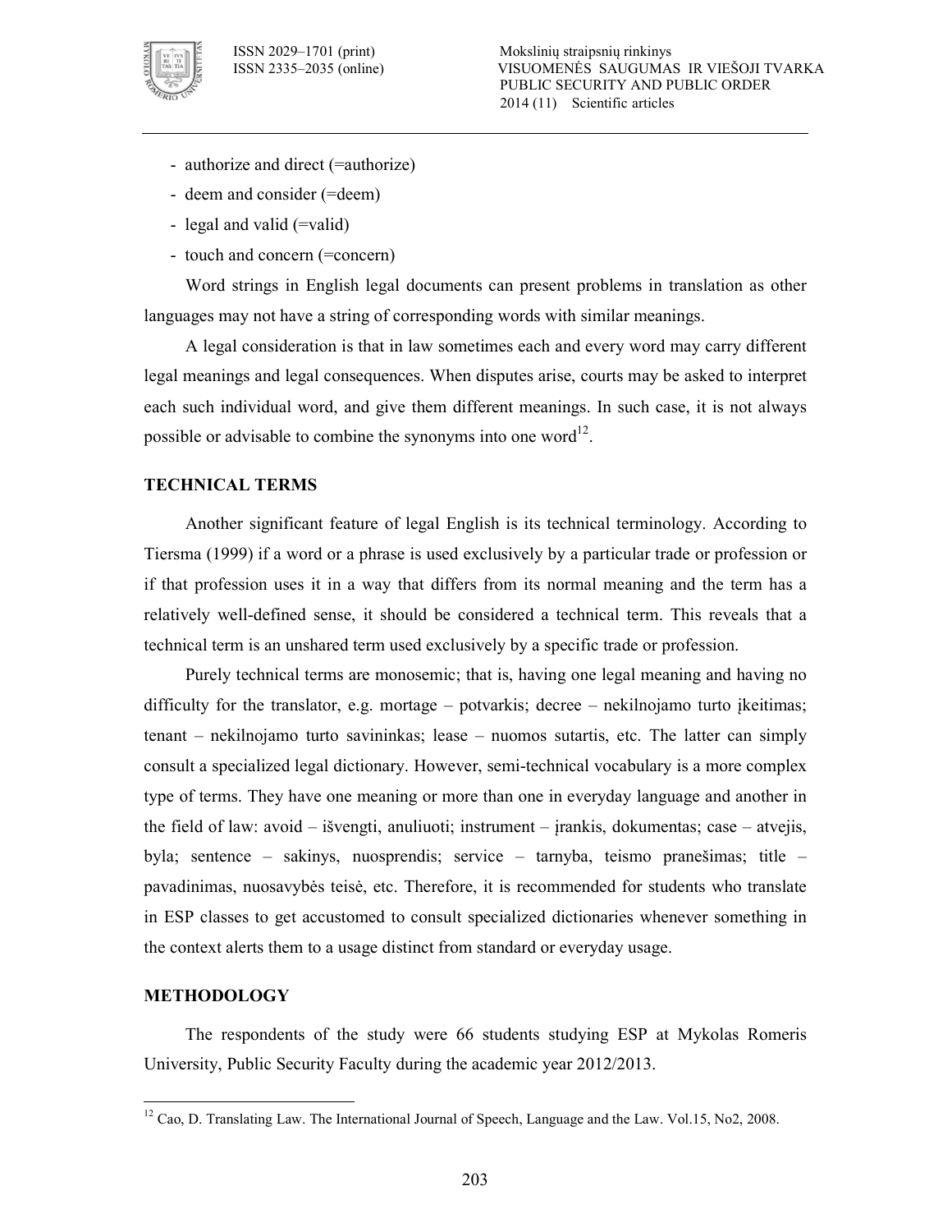- authorize and direct (=authorize)
- deem and consider (=deem)
- legal and valid (=valid)
- touch and concern (=concern)

Word strings in English legal documents can present problems in translation as other languages may not have a string of corresponding words with similar meanings.

A legal consideration is that in law sometimes each and every word may carry different legal meanings and legal consequences. When disputes arise, courts may be asked to interpret each such individual word, and give them different meanings. In such case, it is not always possible or advisable to combine the synonyms into one word[12].

## TECHNICAL TERMS

Another significant feature of legal English is its technical terminology. According to Tiersma (1999) if a word or a phrase is used exclusively by a particular trade or profession or if that profession uses it in a way that differs from its normal meaning and the term has a relatively well-defined sense, it should be considered a technical term. This reveals that a technical term is an unshared term used exclusively by a specific trade or profession.

Purely technical terms are monosemic; that is, having one legal meaning and having no difficulty for the translator, e.g. mortage – potvarkis; decree – nekilnojamo turto įkeitimas; tenant – nekilnojamo turto savininkas; lease – nuomos sutartis, etc. The latter can simply consult a specialized legal dictionary. However, semi-technical vocabulary is a more complex type of terms. They have one meaning or more than one in everyday language and another in the field of law: avoid – išvengti, anuliuoti; instrument – įrankis, dokumentas; case – atvejis, byla; sentence – sakinys, nuosprendis; service – tarnyba, teismo pranešimas; title – pavadinimas, nuosavybės teisė, etc. Therefore, it is recommended for students who translate in ESP classes to get accustomed to consult specialized dictionaries whenever something in the context alerts them to a usage distinct from standard or everyday usage.

## METHODOLOGY

The respondents of the study were 66 students studying ESP at Mykolas Romeris University, Public Security Faculty during the academic year 2012/2013.

[12] Cao, D. Translating Law. The International Journal of Speech, Language and the Law. Vol.15, No2, 2008.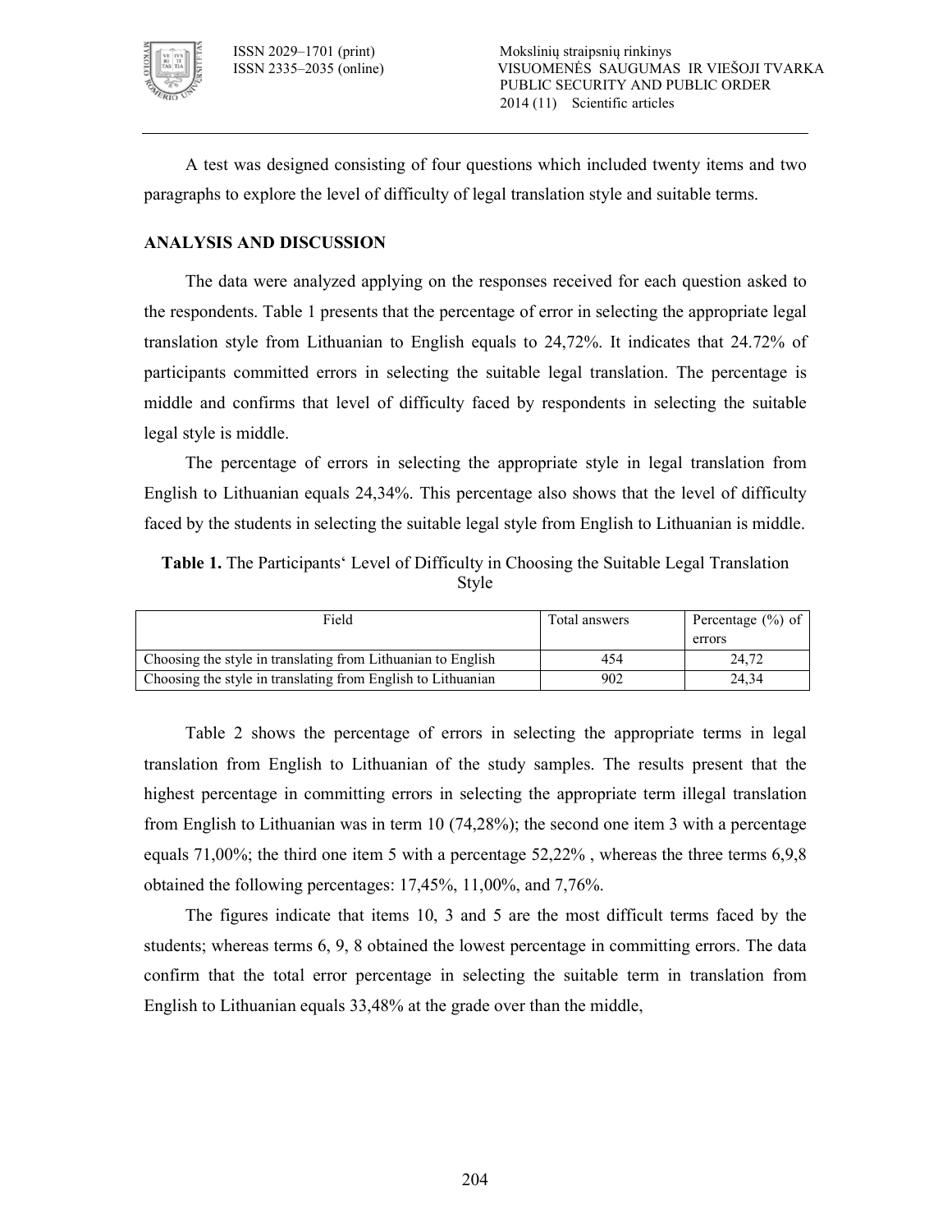A test was designed consisting of four questions which included twenty items and two paragraphs to explore the level of difficulty of legal translation style and suitable terms.

## ANALYSIS AND DISCUSSION

The data were analyzed applying on the responses received for each question asked to the respondents. Table 1 presents that the percentage of error in selecting the appropriate legal translation style from Lithuanian to English equals to 24,72%. It indicates that 24.72% of participants committed errors in selecting the suitable legal translation. The percentage is middle and confirms that level of difficulty faced by respondents in selecting the suitable legal style is middle.

The percentage of errors in selecting the appropriate style in legal translation from English to Lithuanian equals 24,34%. This percentage also shows that the level of difficulty faced by the students in selecting the suitable legal style from English to Lithuanian is middle.

**Table 1.** The Participants‘ Level of Difficulty in Choosing the Suitable Legal Translation Style

| Field | Total answers | Percentage (%) of errors |
|---|---|---|
| Choosing the style in translating from Lithuanian to English | 454 | 24,72 |
| Choosing the style in translating from English to Lithuanian | 902 | 24,34 |

Table 2 shows the percentage of errors in selecting the appropriate terms in legal translation from English to Lithuanian of the study samples. The results present that the highest percentage in committing errors in selecting the appropriate term illegal translation from English to Lithuanian was in term 10 (74,28%); the second one item 3 with a percentage equals 71,00%; the third one item 5 with a percentage 52,22% , whereas the three terms 6,9,8 obtained the following percentages: 17,45%, 11,00%, and 7,76%.

The figures indicate that items 10, 3 and 5 are the most difficult terms faced by the students; whereas terms 6, 9, 8 obtained the lowest percentage in committing errors. The data confirm that the total error percentage in selecting the suitable term in translation from English to Lithuanian equals 33,48% at the grade over than the middle,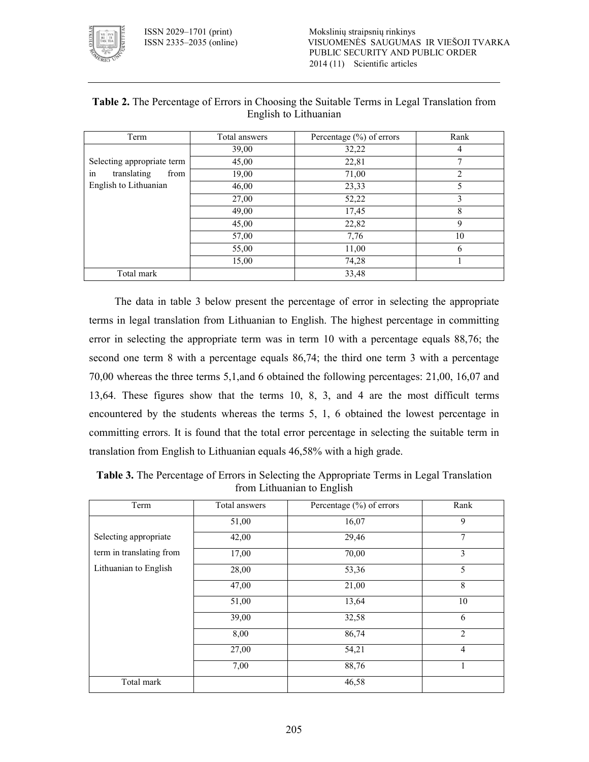**Table 2.** The Percentage of Errors in Choosing the Suitable Terms in Legal Translation from English to Lithuanian

| Term | Total answers | Percentage (%) of errors | Rank |
|---|---|---|---|
| Selecting appropriate term in translating from English to Lithuanian | 39,00 | 32,22 | 4 |
| | 45,00 | 22,81 | 7 |
| | 19,00 | 71,00 | 2 |
| | 46,00 | 23,33 | 5 |
| | 27,00 | 52,22 | 3 |
| | 49,00 | 17,45 | 8 |
| | 45,00 | 22,82 | 9 |
| | 57,00 | 7,76 | 10 |
| | 55,00 | 11,00 | 6 |
| | 15,00 | 74,28 | 1 |
| Total mark | | 33,48 | |

The data in table 3 below present the percentage of error in selecting the appropriate terms in legal translation from Lithuanian to English. The highest percentage in committing error in selecting the appropriate term was in term 10 with a percentage equals 88,76; the second one term 8 with a percentage equals 86,74; the third one term 3 with a percentage 70,00 whereas the three terms 5,1,and 6 obtained the following percentages: 21,00, 16,07 and 13,64. These figures show that the terms 10, 8, 3, and 4 are the most difficult terms encountered by the students whereas the terms 5, 1, 6 obtained the lowest percentage in committing errors. It is found that the total error percentage in selecting the suitable term in translation from English to Lithuanian equals 46,58% with a high grade.

**Table 3.** The Percentage of Errors in Selecting the Appropriate Terms in Legal Translation from Lithuanian to English

| Term | Total answers | Percentage (%) of errors | Rank |
|---|---|---|---|
| Selecting appropriate term in translating from Lithuanian to English | 51,00 | 16,07 | 9 |
| | 42,00 | 29,46 | 7 |
| | 17,00 | 70,00 | 3 |
| | 28,00 | 53,36 | 5 |
| | 47,00 | 21,00 | 8 |
| | 51,00 | 13,64 | 10 |
| | 39,00 | 32,58 | 6 |
| | 8,00 | 86,74 | 2 |
| | 27,00 | 54,21 | 4 |
| | 7,00 | 88,76 | 1 |
| Total mark | | 46,58 | |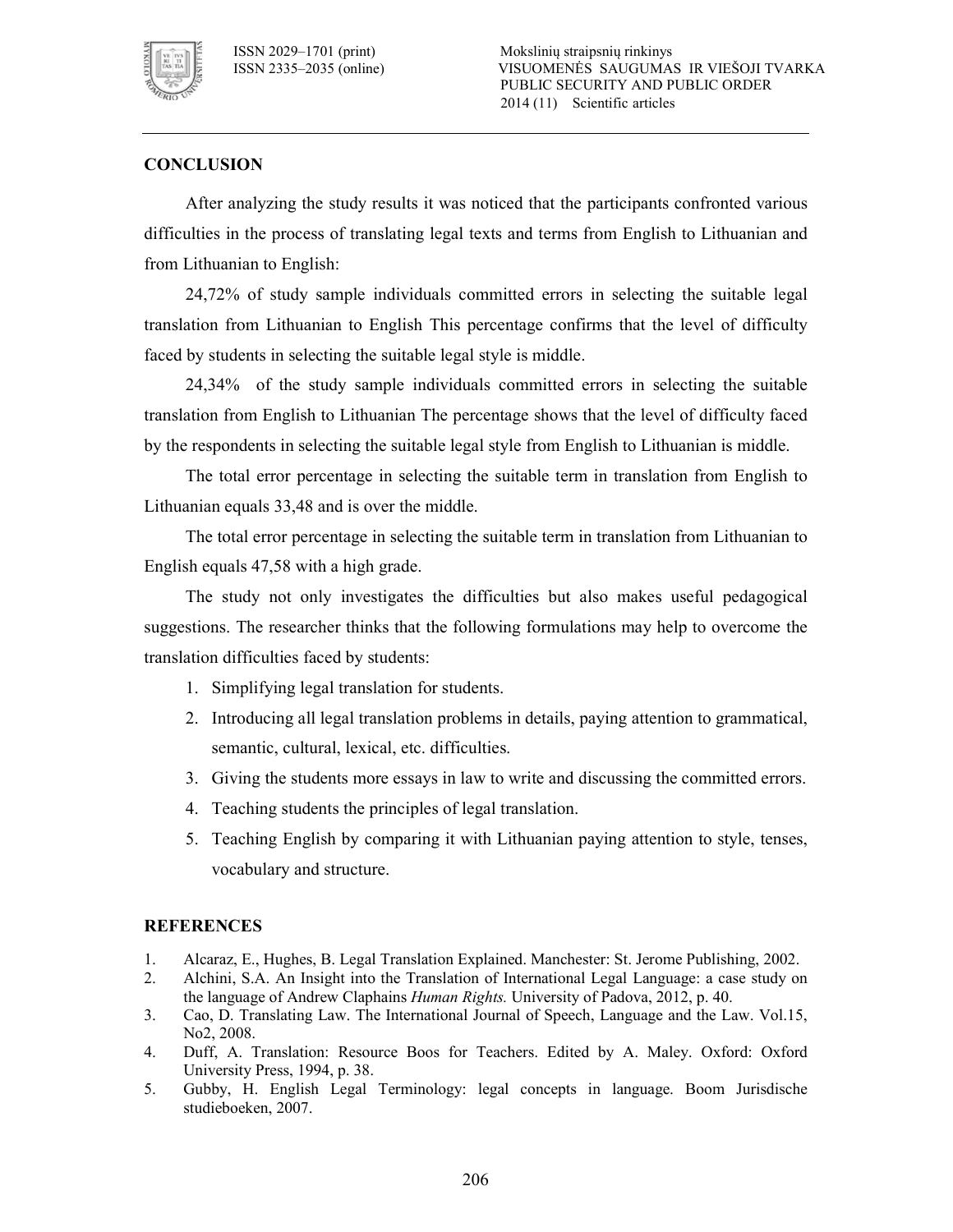## CONCLUSION

After analyzing the study results it was noticed that the participants confronted various difficulties in the process of translating legal texts and terms from English to Lithuanian and from Lithuanian to English:

24,72% of study sample individuals committed errors in selecting the suitable legal translation from Lithuanian to English This percentage confirms that the level of difficulty faced by students in selecting the suitable legal style is middle.

24,34% of the study sample individuals committed errors in selecting the suitable translation from English to Lithuanian The percentage shows that the level of difficulty faced by the respondents in selecting the suitable legal style from English to Lithuanian is middle.

The total error percentage in selecting the suitable term in translation from English to Lithuanian equals 33,48 and is over the middle.

The total error percentage in selecting the suitable term in translation from Lithuanian to English equals 47,58 with a high grade.

The study not only investigates the difficulties but also makes useful pedagogical suggestions. The researcher thinks that the following formulations may help to overcome the translation difficulties faced by students:

1. Simplifying legal translation for students.
2. Introducing all legal translation problems in details, paying attention to grammatical, semantic, cultural, lexical, etc. difficulties.
3. Giving the students more essays in law to write and discussing the committed errors.
4. Teaching students the principles of legal translation.
5. Teaching English by comparing it with Lithuanian paying attention to style, tenses, vocabulary and structure.

## REFERENCES

1. Alcaraz, E., Hughes, B. Legal Translation Explained. Manchester: St. Jerome Publishing, 2002.
2. Alchini, S.A. An Insight into the Translation of International Legal Language: a case study on the language of Andrew Claphains *Human Rights.* University of Padova, 2012, p. 40.
3. Cao, D. Translating Law. The International Journal of Speech, Language and the Law. Vol.15, No2, 2008.
4. Duff, A. Translation: Resource Boos for Teachers. Edited by A. Maley. Oxford: Oxford University Press, 1994, p. 38.
5. Gubby, H. English Legal Terminology: legal concepts in language. Boom Jurisdische studieboeken, 2007.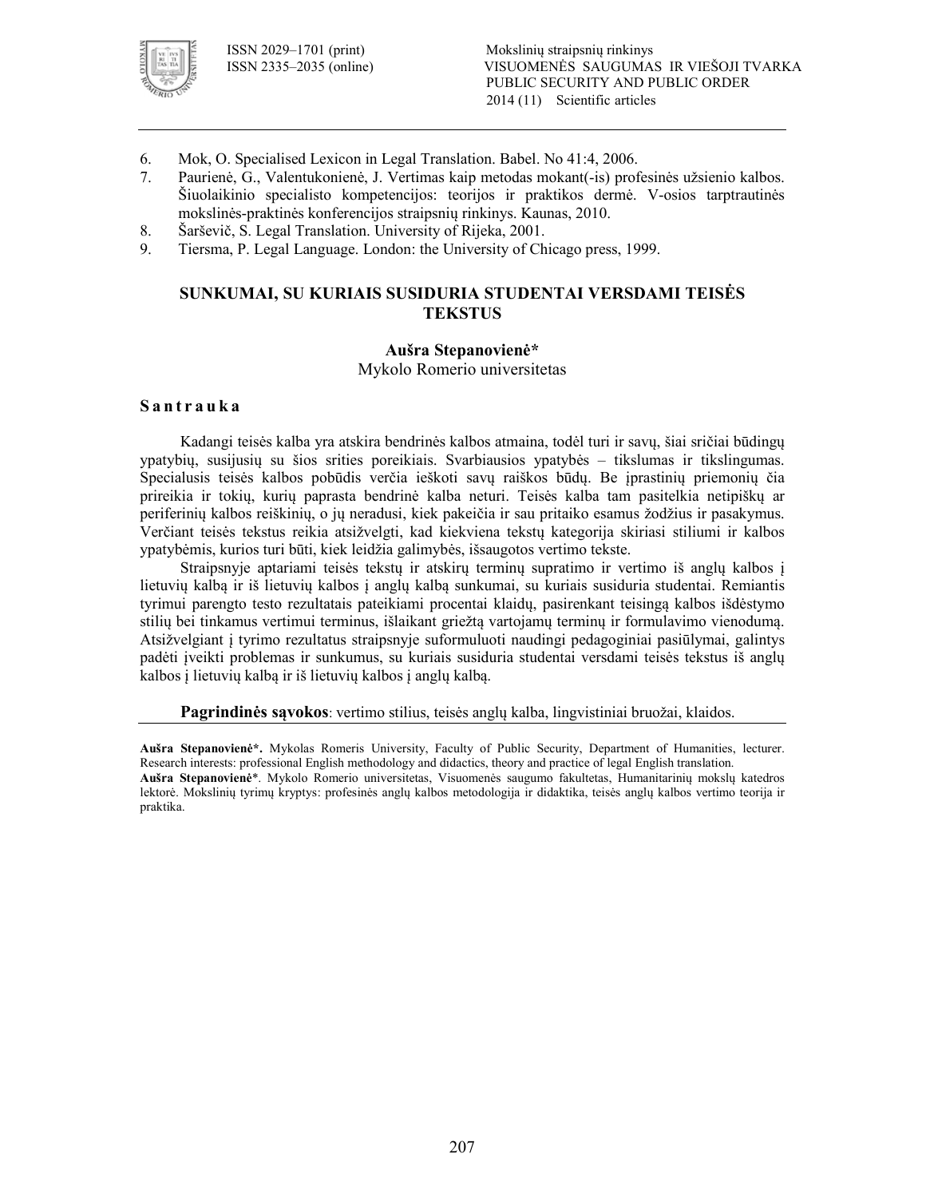6. Mok, O. Specialised Lexicon in Legal Translation. Babel. No 41:4, 2006.
7. Paurienė, G., Valentukonienė, J. Vertimas kaip metodas mokant(-is) profesinės užsienio kalbos. Šiuolaikinio specialisto kompetencijos: teorijos ir praktikos dermė. V-osios tarptrautinės mokslinės-praktinės konferencijos straipsnių rinkinys. Kaunas, 2010.
8. Šarševič, S. Legal Translation. University of Rijeka, 2001.
9. Tiersma, P. Legal Language. London: the University of Chicago press, 1999.

## SUNKUMAI, SU KURIAIS SUSIDURIA STUDENTAI VERSDAMI TEISĖS TEKSTUS

**Aušra Stepanovienė***
Mykolo Romerio universitetas

### S a n t r a u k a

Kadangi teisės kalba yra atskira bendrinės kalbos atmaina, todėl turi ir savų, šiai sričiai būdingų ypatybių, susijusių su šios srities poreikiais. Svarbiausios ypatybės – tikslumas ir tikslingumas. Specialusis teisės kalbos pobūdis verčia ieškoti savų raiškos būdų. Be įprastinių priemonių čia prireikia ir tokių, kurių paprasta bendrinė kalba neturi. Teisės kalba tam pasitelkia netipiškų ar periferinių kalbos reiškinių, o jų neradusi, kiek pakeičia ir sau pritaiko esamus žodžius ir pasakymus. Verčiant teisės tekstus reikia atsižvelgti, kad kiekviena tekstų kategorija skiriasi stiliumi ir kalbos ypatybėmis, kurios turi būti, kiek leidžia galimybės, išsaugotos vertimo tekste.

Straipsnyje aptariami teisės tekstų ir atskirų terminų supratimo ir vertimo iš anglų kalbos į lietuvių kalbą ir iš lietuvių kalbos į anglų kalbą sunkumai, su kuriais susiduria studentai. Remiantis tyrimui parengto testo rezultatais pateikiami procentai klaidų, pasirenkant teisingą kalbos išdėstymo stilių bei tinkamus vertimui terminus, išlaikant griežtą vartojamų terminų ir formulavimo vienodumą. Atsižvelgiant į tyrimo rezultatus straipsnyje suformuluoti naudingi pedagoginiai pasiūlymai, galintys padėti įveikti problemas ir sunkumus, su kuriais susiduria studentai versdami teisės tekstus iš anglų kalbos į lietuvių kalbą ir iš lietuvių kalbos į anglų kalbą.

**Pagrindinės sąvokos**: vertimo stilius, teisės anglų kalba, lingvistiniai bruožai, klaidos.

---

**Aušra Stepanovienė*.** Mykolas Romeris University, Faculty of Public Security, Department of Humanities, lecturer. Research interests: professional English methodology and didactics, theory and practice of legal English translation.

**Aušra Stepanovienė***. Mykolo Romerio universitetas, Visuomenės saugumo fakultetas, Humanitarinių mokslų katedros lektorė. Mokslinių tyrimų kryptys: profesinės anglų kalbos metodologija ir didaktika, teisės anglų kalbos vertimo teorija ir praktika.